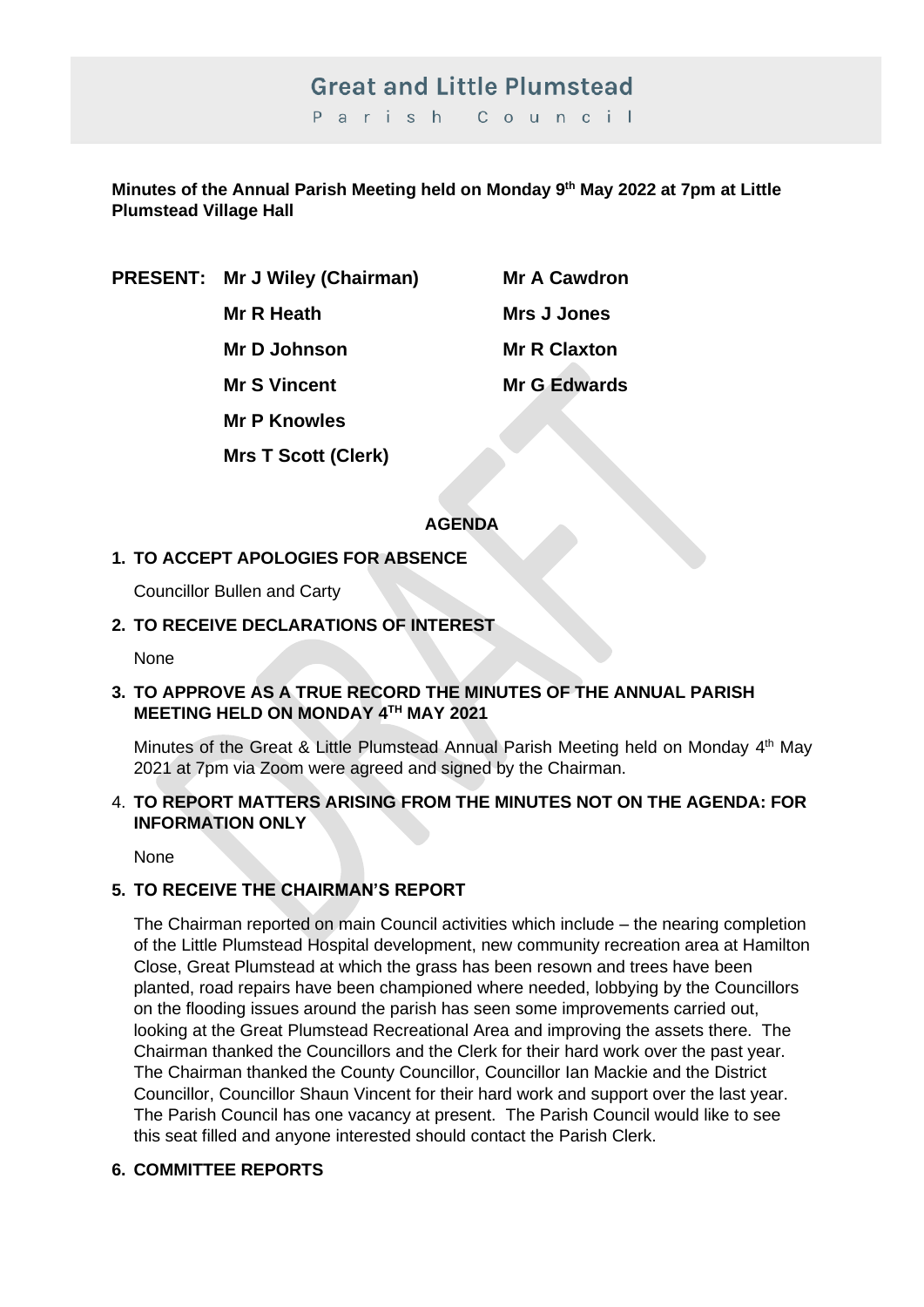# Great and Little Plumstead
Parish Council

**Minutes of the Annual Parish Meeting held on Monday 9th May 2022 at 7pm at Little Plumstead Village Hall**

| **PRESENT:** | **Mr J Wiley (Chairman)** | **Mr A Cawdron** |
|---|---|---|
| | **Mr R Heath** | **Mrs J Jones** |
| | **Mr D Johnson** | **Mr R Claxton** |
| | **Mr S Vincent** | **Mr G Edwards** |
| | **Mr P Knowles** | |
| | **Mrs T Scott (Clerk)** | |

**AGENDA**

**1. TO ACCEPT APOLOGIES FOR ABSENCE**

Councillor Bullen and Carty

**2. TO RECEIVE DECLARATIONS OF INTEREST**

None

**3. TO APPROVE AS A TRUE RECORD THE MINUTES OF THE ANNUAL PARISH MEETING HELD ON MONDAY 4TH MAY 2021**

Minutes of the Great & Little Plumstead Annual Parish Meeting held on Monday 4th May 2021 at 7pm via Zoom were agreed and signed by the Chairman.

4. **TO REPORT MATTERS ARISING FROM THE MINUTES NOT ON THE AGENDA: FOR INFORMATION ONLY**

None

**5. TO RECEIVE THE CHAIRMAN'S REPORT**

The Chairman reported on main Council activities which include – the nearing completion of the Little Plumstead Hospital development, new community recreation area at Hamilton Close, Great Plumstead at which the grass has been resown and trees have been planted, road repairs have been championed where needed, lobbying by the Councillors on the flooding issues around the parish has seen some improvements carried out, looking at the Great Plumstead Recreational Area and improving the assets there. The Chairman thanked the Councillors and the Clerk for their hard work over the past year. The Chairman thanked the County Councillor, Councillor Ian Mackie and the District Councillor, Councillor Shaun Vincent for their hard work and support over the last year. The Parish Council has one vacancy at present. The Parish Council would like to see this seat filled and anyone interested should contact the Parish Clerk.

**6. COMMITTEE REPORTS**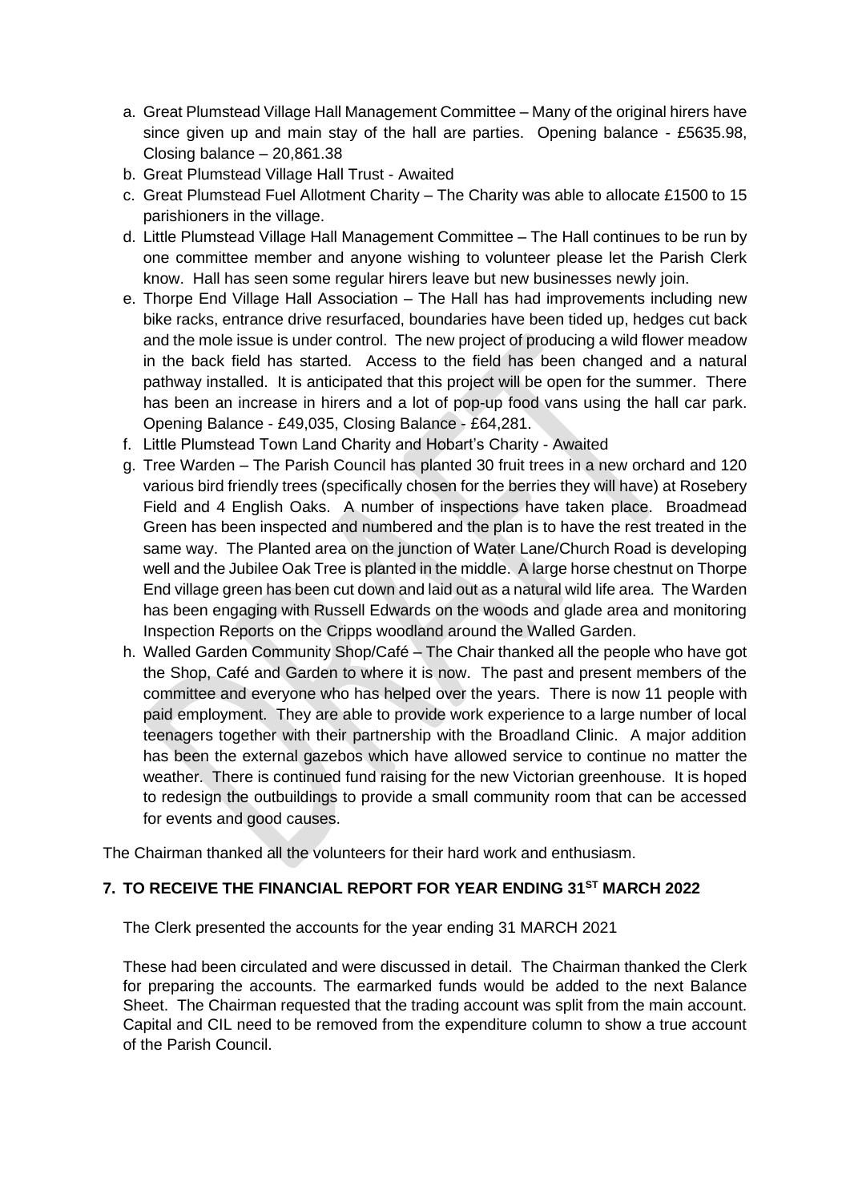a. Great Plumstead Village Hall Management Committee – Many of the original hirers have since given up and main stay of the hall are parties. Opening balance - £5635.98, Closing balance – 20,861.38
b. Great Plumstead Village Hall Trust - Awaited
c. Great Plumstead Fuel Allotment Charity – The Charity was able to allocate £1500 to 15 parishioners in the village.
d. Little Plumstead Village Hall Management Committee – The Hall continues to be run by one committee member and anyone wishing to volunteer please let the Parish Clerk know. Hall has seen some regular hirers leave but new businesses newly join.
e. Thorpe End Village Hall Association – The Hall has had improvements including new bike racks, entrance drive resurfaced, boundaries have been tided up, hedges cut back and the mole issue is under control. The new project of producing a wild flower meadow in the back field has started. Access to the field has been changed and a natural pathway installed. It is anticipated that this project will be open for the summer. There has been an increase in hirers and a lot of pop-up food vans using the hall car park. Opening Balance - £49,035, Closing Balance - £64,281.
f. Little Plumstead Town Land Charity and Hobart's Charity - Awaited
g. Tree Warden – The Parish Council has planted 30 fruit trees in a new orchard and 120 various bird friendly trees (specifically chosen for the berries they will have) at Rosebery Field and 4 English Oaks. A number of inspections have taken place. Broadmead Green has been inspected and numbered and the plan is to have the rest treated in the same way. The Planted area on the junction of Water Lane/Church Road is developing well and the Jubilee Oak Tree is planted in the middle. A large horse chestnut on Thorpe End village green has been cut down and laid out as a natural wild life area. The Warden has been engaging with Russell Edwards on the woods and glade area and monitoring Inspection Reports on the Cripps woodland around the Walled Garden.
h. Walled Garden Community Shop/Café – The Chair thanked all the people who have got the Shop, Café and Garden to where it is now. The past and present members of the committee and everyone who has helped over the years. There is now 11 people with paid employment. They are able to provide work experience to a large number of local teenagers together with their partnership with the Broadland Clinic. A major addition has been the external gazebos which have allowed service to continue no matter the weather. There is continued fund raising for the new Victorian greenhouse. It is hoped to redesign the outbuildings to provide a small community room that can be accessed for events and good causes.

The Chairman thanked all the volunteers for their hard work and enthusiasm.

## 7. TO RECEIVE THE FINANCIAL REPORT FOR YEAR ENDING 31ST MARCH 2022

The Clerk presented the accounts for the year ending 31 MARCH 2021

These had been circulated and were discussed in detail. The Chairman thanked the Clerk for preparing the accounts. The earmarked funds would be added to the next Balance Sheet. The Chairman requested that the trading account was split from the main account. Capital and CIL need to be removed from the expenditure column to show a true account of the Parish Council.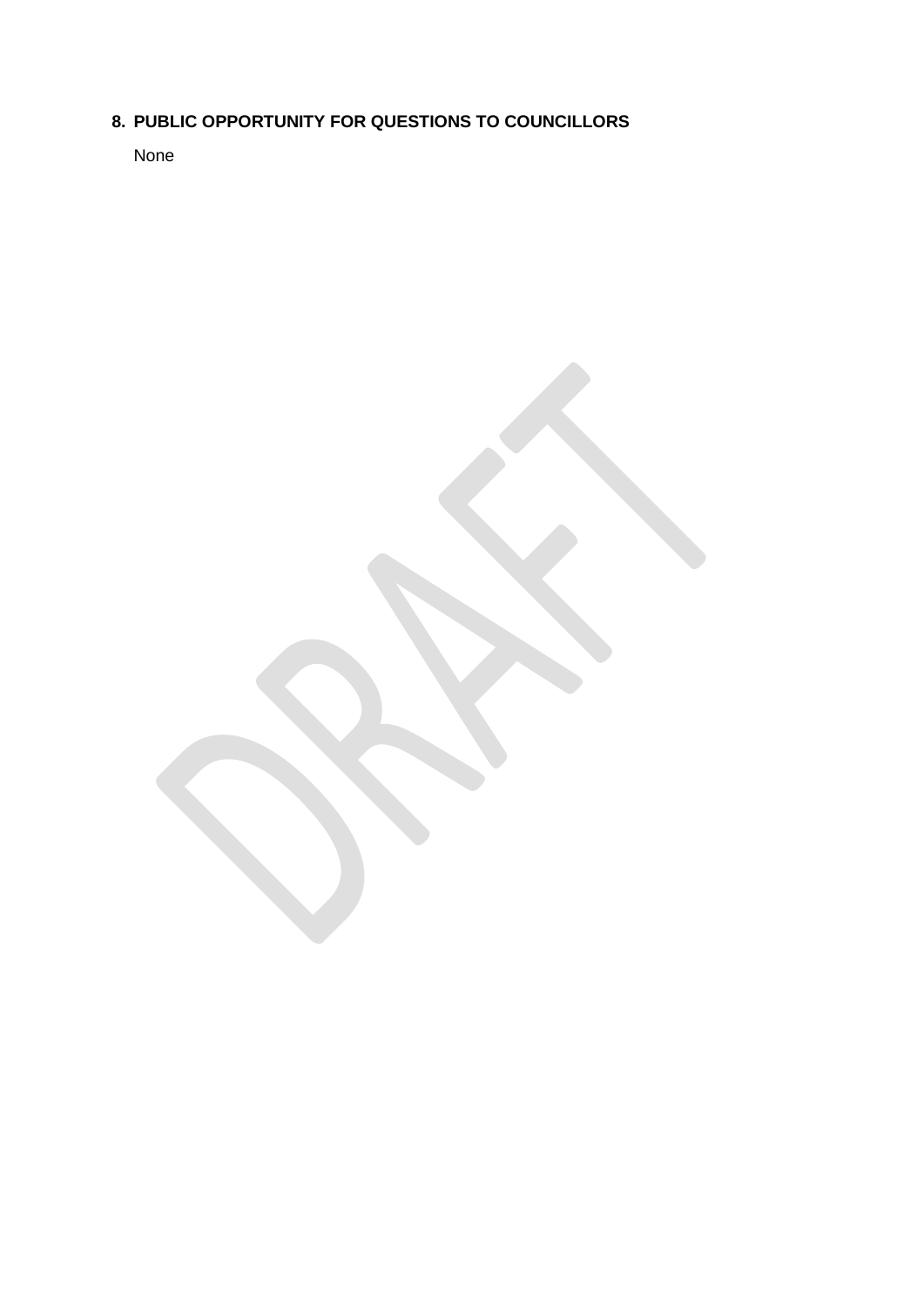## 8. PUBLIC OPPORTUNITY FOR QUESTIONS TO COUNCILLORS

None